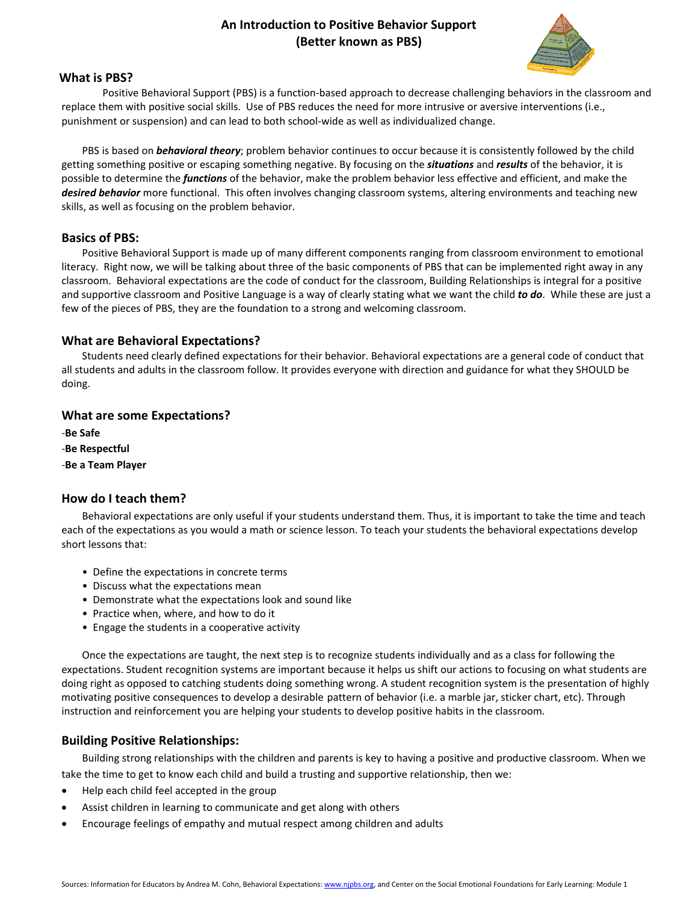# An Introduction to Positive Behavior Support
# (Better known as PBS)

## What is PBS?

Positive Behavioral Support (PBS) is a function-based approach to decrease challenging behaviors in the classroom and replace them with positive social skills. Use of PBS reduces the need for more intrusive or aversive interventions (i.e., punishment or suspension) and can lead to both school-wide as well as individualized change.

PBS is based on ***behavioral theory***; problem behavior continues to occur because it is consistently followed by the child getting something positive or escaping something negative. By focusing on the ***situations*** and ***results*** of the behavior, it is possible to determine the ***functions*** of the behavior, make the problem behavior less effective and efficient, and make the ***desired behavior*** more functional. This often involves changing classroom systems, altering environments and teaching new skills, as well as focusing on the problem behavior.

## Basics of PBS:

Positive Behavioral Support is made up of many different components ranging from classroom environment to emotional literacy. Right now, we will be talking about three of the basic components of PBS that can be implemented right away in any classroom. Behavioral expectations are the code of conduct for the classroom, Building Relationships is integral for a positive and supportive classroom and Positive Language is a way of clearly stating what we want the child ***to do***. While these are just a few of the pieces of PBS, they are the foundation to a strong and welcoming classroom.

## What are Behavioral Expectations?

Students need clearly defined expectations for their behavior. Behavioral expectations are a general code of conduct that all students and adults in the classroom follow. It provides everyone with direction and guidance for what they SHOULD be doing.

## What are some Expectations?

-**Be Safe**

-**Be Respectful**

-**Be a Team Player**

## How do I teach them?

Behavioral expectations are only useful if your students understand them. Thus, it is important to take the time and teach each of the expectations as you would a math or science lesson. To teach your students the behavioral expectations develop short lessons that:

- Define the expectations in concrete terms
- Discuss what the expectations mean
- Demonstrate what the expectations look and sound like
- Practice when, where, and how to do it
- Engage the students in a cooperative activity

Once the expectations are taught, the next step is to recognize students individually and as a class for following the expectations. Student recognition systems are important because it helps us shift our actions to focusing on what students are doing right as opposed to catching students doing something wrong. A student recognition system is the presentation of highly motivating positive consequences to develop a desirable pattern of behavior (i.e. a marble jar, sticker chart, etc). Through instruction and reinforcement you are helping your students to develop positive habits in the classroom.

## Building Positive Relationships:

Building strong relationships with the children and parents is key to having a positive and productive classroom. When we take the time to get to know each child and build a trusting and supportive relationship, then we:

- Help each child feel accepted in the group
- Assist children in learning to communicate and get along with others
- Encourage feelings of empathy and mutual respect among children and adults

Sources: Information for Educators by Andrea M. Cohn, Behavioral Expectations: www.njpbs.org, and Center on the Social Emotional Foundations for Early Learning: Module 1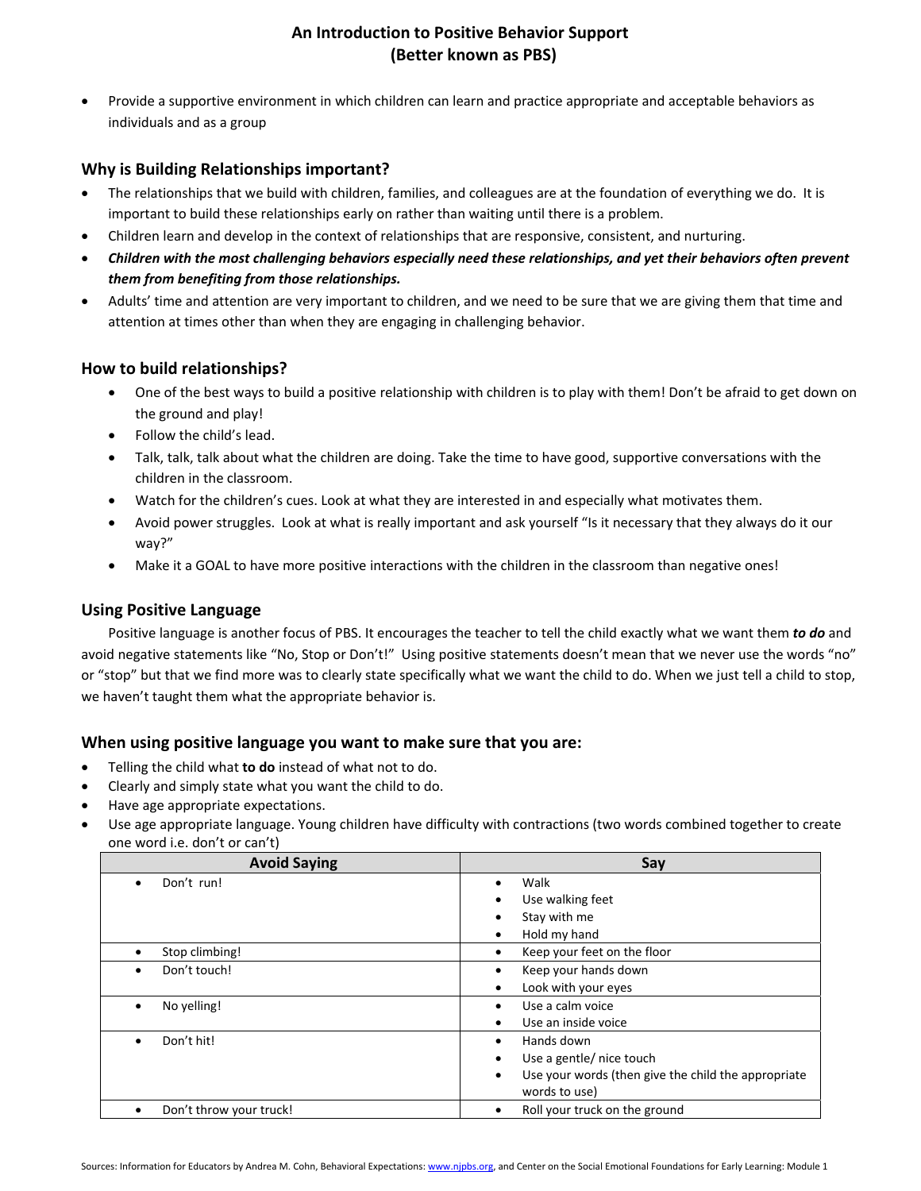# An Introduction to Positive Behavior Support (Better known as PBS)

- Provide a supportive environment in which children can learn and practice appropriate and acceptable behaviors as individuals and as a group

## Why is Building Relationships important?

- The relationships that we build with children, families, and colleagues are at the foundation of everything we do. It is important to build these relationships early on rather than waiting until there is a problem.
- Children learn and develop in the context of relationships that are responsive, consistent, and nurturing.
- ***Children with the most challenging behaviors especially need these relationships, and yet their behaviors often prevent them from benefiting from those relationships.***
- Adults' time and attention are very important to children, and we need to be sure that we are giving them that time and attention at times other than when they are engaging in challenging behavior.

## How to build relationships?

- One of the best ways to build a positive relationship with children is to play with them! Don't be afraid to get down on the ground and play!
- Follow the child's lead.
- Talk, talk, talk about what the children are doing. Take the time to have good, supportive conversations with the children in the classroom.
- Watch for the children's cues. Look at what they are interested in and especially what motivates them.
- Avoid power struggles. Look at what is really important and ask yourself "Is it necessary that they always do it our way?"
- Make it a GOAL to have more positive interactions with the children in the classroom than negative ones!

## Using Positive Language

Positive language is another focus of PBS. It encourages the teacher to tell the child exactly what we want them ***to do*** and avoid negative statements like "No, Stop or Don't!" Using positive statements doesn't mean that we never use the words "no" or "stop" but that we find more was to clearly state specifically what we want the child to do. When we just tell a child to stop, we haven't taught them what the appropriate behavior is.

## When using positive language you want to make sure that you are:

- Telling the child what **to do** instead of what not to do.
- Clearly and simply state what you want the child to do.
- Have age appropriate expectations.
- Use age appropriate language. Young children have difficulty with contractions (two words combined together to create one word i.e. don't or can't)

| Avoid Saying | Say |
| --- | --- |
| • Don't run! | • Walk<br>• Use walking feet<br>• Stay with me<br>• Hold my hand |
| • Stop climbing! | • Keep your feet on the floor |
| • Don't touch! | • Keep your hands down<br>• Look with your eyes |
| • No yelling! | • Use a calm voice<br>• Use an inside voice |
| • Don't hit! | • Hands down<br>• Use a gentle/ nice touch<br>• Use your words (then give the child the appropriate words to use) |
| • Don't throw your truck! | • Roll your truck on the ground |

Sources: Information for Educators by Andrea M. Cohn, Behavioral Expectations: www.njpbs.org, and Center on the Social Emotional Foundations for Early Learning: Module 1